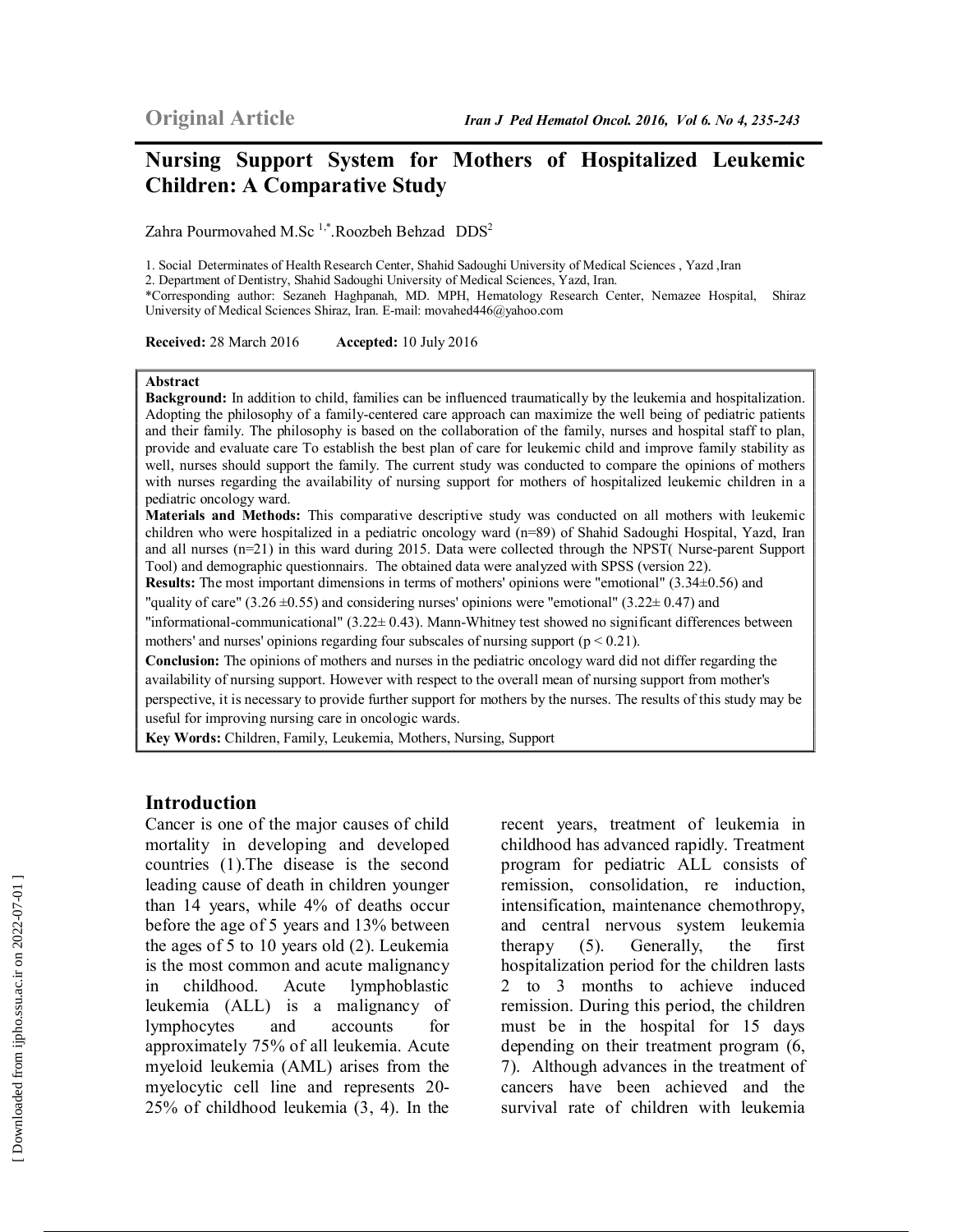Original Article

# Nursing Support System for Mothers of Hospitalized Leukemic Children: A Comparative Study

Zahra Pourmovahed M.Sc [1,*].Roozbeh Behzad DDS[2]

1. Social Determinates of Health Research Center, Shahid Sadoughi University of Medical Sciences , Yazd ,Iran
2. Department of Dentistry, Shahid Sadoughi University of Medical Sciences, Yazd, Iran.
*Corresponding author: Sezaneh Haghpanah, MD. MPH, Hematology Research Center, Nemazee Hospital, Shiraz University of Medical Sciences Shiraz, Iran. E-mail: movahed446@yahoo.com

**Received:** 28 March 2016 **Accepted:** 10 July 2016

## Abstract

**Background:** In addition to child, families can be influenced traumatically by the leukemia and hospitalization. Adopting the philosophy of a family-centered care approach can maximize the well being of pediatric patients and their family. The philosophy is based on the collaboration of the family, nurses and hospital staff to plan, provide and evaluate care To establish the best plan of care for leukemic child and improve family stability as well, nurses should support the family. The current study was conducted to compare the opinions of mothers with nurses regarding the availability of nursing support for mothers of hospitalized leukemic children in a pediatric oncology ward.

**Materials and Methods:** This comparative descriptive study was conducted on all mothers with leukemic children who were hospitalized in a pediatric oncology ward (n=89) of Shahid Sadoughi Hospital, Yazd, Iran and all nurses (n=21) in this ward during 2015. Data were collected through the NPST( Nurse-parent Support Tool) and demographic questionnairs. The obtained data were analyzed with SPSS (version 22).

**Results:** The most important dimensions in terms of mothers' opinions were "emotional" (3.34±0.56) and "quality of care" (3.26 ±0.55) and considering nurses' opinions were "emotional" (3.22± 0.47) and "informational-communicational" (3.22± 0.43). Mann-Whitney test showed no significant differences between mothers' and nurses' opinions regarding four subscales of nursing support ($p < 0.21$).

**Conclusion:** The opinions of mothers and nurses in the pediatric oncology ward did not differ regarding the availability of nursing support. However with respect to the overall mean of nursing support from mother's perspective, it is necessary to provide further support for mothers by the nurses. The results of this study may be useful for improving nursing care in oncologic wards.

**Key Words:** Children, Family, Leukemia, Mothers, Nursing, Support

## Introduction

Cancer is one of the major causes of child mortality in developing and developed countries (1).The disease is the second leading cause of death in children younger than 14 years, while 4% of deaths occur before the age of 5 years and 13% between the ages of 5 to 10 years old (2). Leukemia is the most common and acute malignancy in childhood. Acute lymphoblastic leukemia (ALL) is a malignancy of lymphocytes and accounts for approximately 75% of all leukemia. Acute myeloid leukemia (AML) arises from the myelocytic cell line and represents 20-25% of childhood leukemia (3, 4). In the recent years, treatment of leukemia in childhood has advanced rapidly. Treatment program for pediatric ALL consists of remission, consolidation, re induction, intensification, maintenance chemothropy, and central nervous system leukemia therapy (5). Generally, the first hospitalization period for the children lasts 2 to 3 months to achieve induced remission. During this period, the children must be in the hospital for 15 days depending on their treatment program (6, 7). Although advances in the treatment of cancers have been achieved and the survival rate of children with leukemia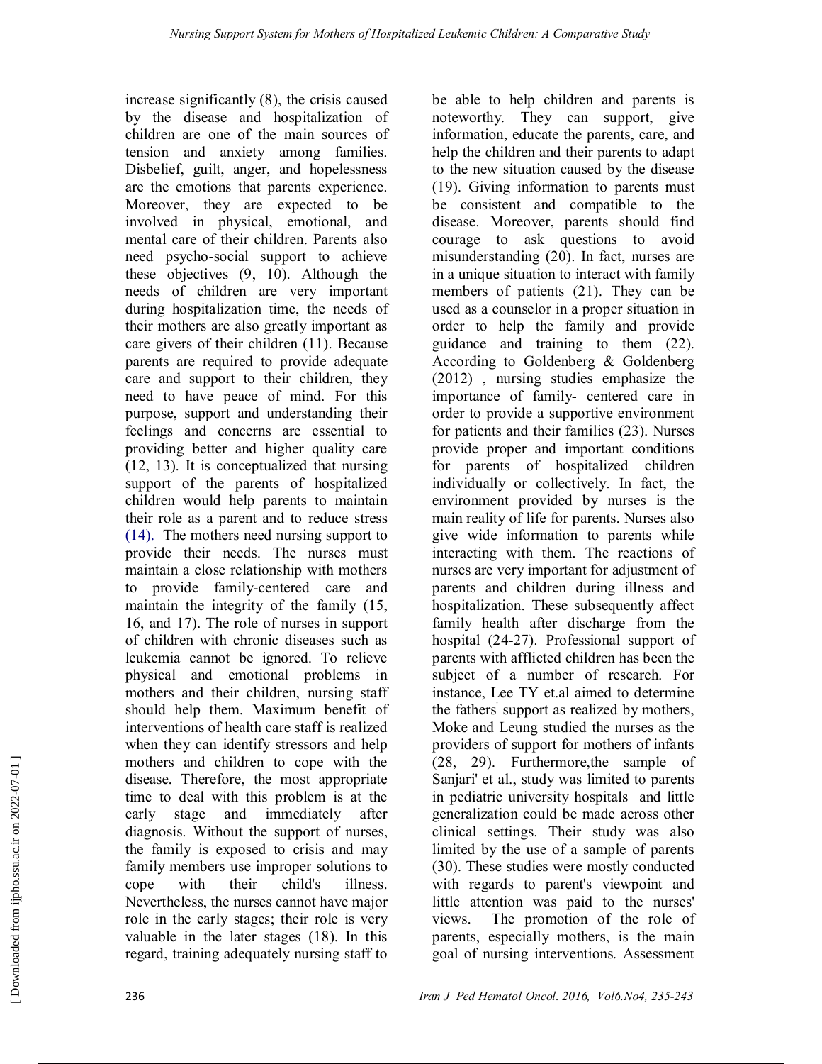increase significantly (8), the crisis caused by the disease and hospitalization of children are one of the main sources of tension and anxiety among families. Disbelief, guilt, anger, and hopelessness are the emotions that parents experience. Moreover, they are expected to be involved in physical, emotional, and mental care of their children. Parents also need psycho-social support to achieve these objectives (9, 10). Although the needs of children are very important during hospitalization time, the needs of their mothers are also greatly important as care givers of their children (11). Because parents are required to provide adequate care and support to their children, they need to have peace of mind. For this purpose, support and understanding their feelings and concerns are essential to providing better and higher quality care (12, 13). It is conceptualized that nursing support of the parents of hospitalized children would help parents to maintain their role as a parent and to reduce stress (14). The mothers need nursing support to provide their needs. The nurses must maintain a close relationship with mothers to provide family-centered care and maintain the integrity of the family (15, 16, and 17). The role of nurses in support of children with chronic diseases such as leukemia cannot be ignored. To relieve physical and emotional problems in mothers and their children, nursing staff should help them. Maximum benefit of interventions of health care staff is realized when they can identify stressors and help mothers and children to cope with the disease. Therefore, the most appropriate time to deal with this problem is at the early stage and immediately after diagnosis. Without the support of nurses, the family is exposed to crisis and may family members use improper solutions to cope with their child's illness. Nevertheless, the nurses cannot have major role in the early stages; their role is very valuable in the later stages (18). In this regard, training adequately nursing staff to be able to help children and parents is noteworthy. They can support, give information, educate the parents, care, and help the children and their parents to adapt to the new situation caused by the disease (19). Giving information to parents must be consistent and compatible to the disease. Moreover, parents should find courage to ask questions to avoid misunderstanding (20). In fact, nurses are in a unique situation to interact with family members of patients (21). They can be used as a counselor in a proper situation in order to help the family and provide guidance and training to them (22). According to Goldenberg & Goldenberg (2012) , nursing studies emphasize the importance of family- centered care in order to provide a supportive environment for patients and their families (23). Nurses provide proper and important conditions for parents of hospitalized children individually or collectively. In fact, the environment provided by nurses is the main reality of life for parents. Nurses also give wide information to parents while interacting with them. The reactions of nurses are very important for adjustment of parents and children during illness and hospitalization. These subsequently affect family health after discharge from the hospital (24-27). Professional support of parents with afflicted children has been the subject of a number of research. For instance, Lee TY et.al aimed to determine the fathers' support as realized by mothers, Moke and Leung studied the nurses as the providers of support for mothers of infants (28, 29). Furthermore,the sample of Sanjari' et al., study was limited to parents in pediatric university hospitals and little generalization could be made across other clinical settings. Their study was also limited by the use of a sample of parents (30). These studies were mostly conducted with regards to parent's viewpoint and little attention was paid to the nurses' views. The promotion of the role of parents, especially mothers, is the main goal of nursing interventions. Assessment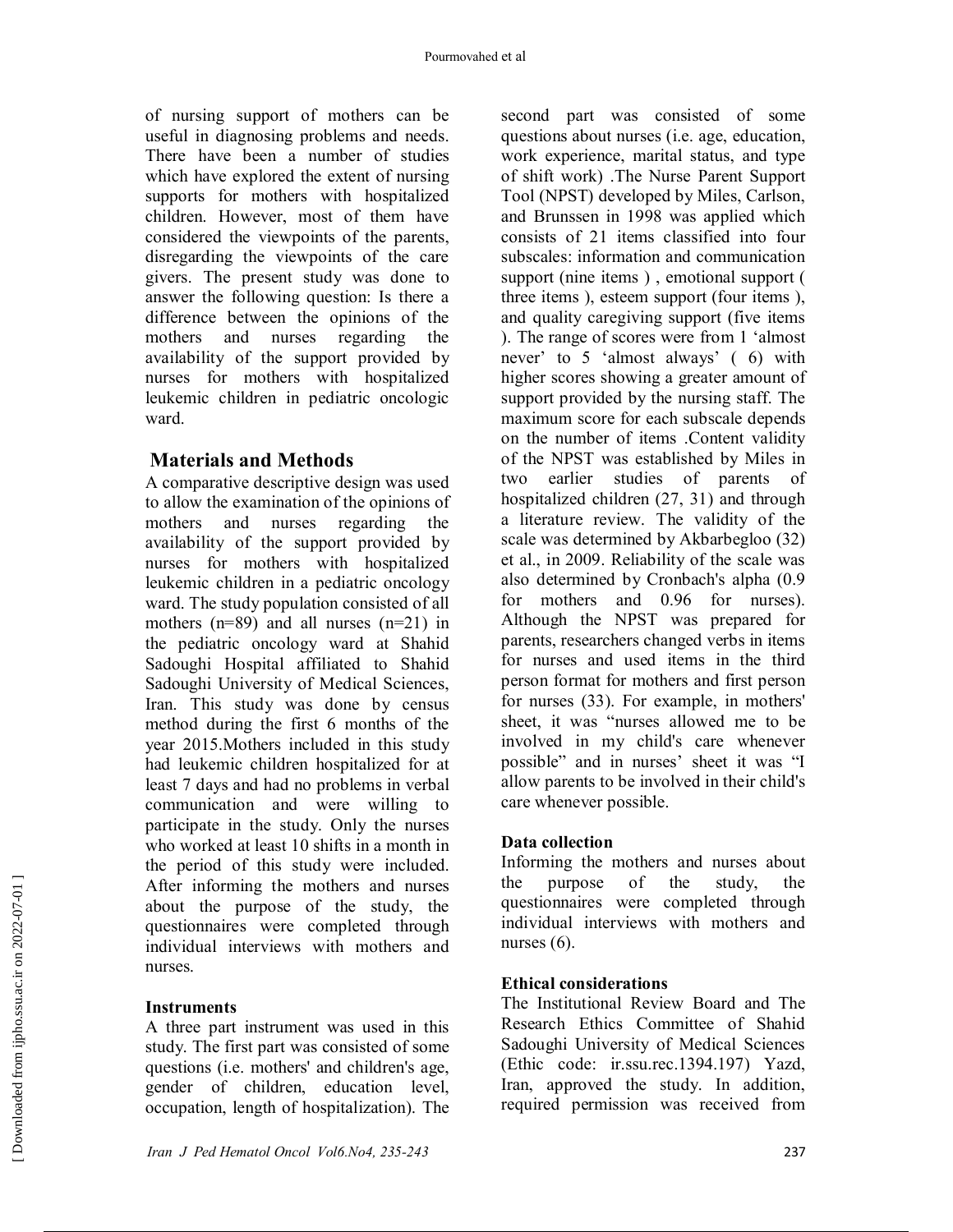of nursing support of mothers can be useful in diagnosing problems and needs. There have been a number of studies which have explored the extent of nursing supports for mothers with hospitalized children. However, most of them have considered the viewpoints of the parents, disregarding the viewpoints of the care givers. The present study was done to answer the following question: Is there a difference between the opinions of the mothers and nurses regarding the availability of the support provided by nurses for mothers with hospitalized leukemic children in pediatric oncologic ward.

## Materials and Methods

A comparative descriptive design was used to allow the examination of the opinions of mothers and nurses regarding the availability of the support provided by nurses for mothers with hospitalized leukemic children in a pediatric oncology ward. The study population consisted of all mothers (n=89) and all nurses (n=21) in the pediatric oncology ward at Shahid Sadoughi Hospital affiliated to Shahid Sadoughi University of Medical Sciences, Iran. This study was done by census method during the first 6 months of the year 2015.Mothers included in this study had leukemic children hospitalized for at least 7 days and had no problems in verbal communication and were willing to participate in the study. Only the nurses who worked at least 10 shifts in a month in the period of this study were included. After informing the mothers and nurses about the purpose of the study, the questionnaires were completed through individual interviews with mothers and nurses.

### Instruments

A three part instrument was used in this study. The first part was consisted of some questions (i.e. mothers' and children's age, gender of children, education level, occupation, length of hospitalization). The second part was consisted of some questions about nurses (i.e. age, education, work experience, marital status, and type of shift work) .The Nurse Parent Support Tool (NPST) developed by Miles, Carlson, and Brunssen in 1998 was applied which consists of 21 items classified into four subscales: information and communication support (nine items ) , emotional support ( three items ), esteem support (four items ), and quality caregiving support (five items ). The range of scores were from 1 'almost never' to 5 'almost always' ( 6) with higher scores showing a greater amount of support provided by the nursing staff. The maximum score for each subscale depends on the number of items .Content validity of the NPST was established by Miles in two earlier studies of parents of hospitalized children (27, 31) and through a literature review. The validity of the scale was determined by Akbarbegloo (32) et al., in 2009. Reliability of the scale was also determined by Cronbach's alpha (0.9 for mothers and 0.96 for nurses). Although the NPST was prepared for parents, researchers changed verbs in items for nurses and used items in the third person format for mothers and first person for nurses (33). For example, in mothers' sheet, it was "nurses allowed me to be involved in my child's care whenever possible" and in nurses' sheet it was "I allow parents to be involved in their child's care whenever possible.

### Data collection

Informing the mothers and nurses about the purpose of the study, the questionnaires were completed through individual interviews with mothers and nurses (6).

### Ethical considerations

The Institutional Review Board and The Research Ethics Committee of Shahid Sadoughi University of Medical Sciences (Ethic code: ir.ssu.rec.1394.197) Yazd, Iran, approved the study. In addition, required permission was received from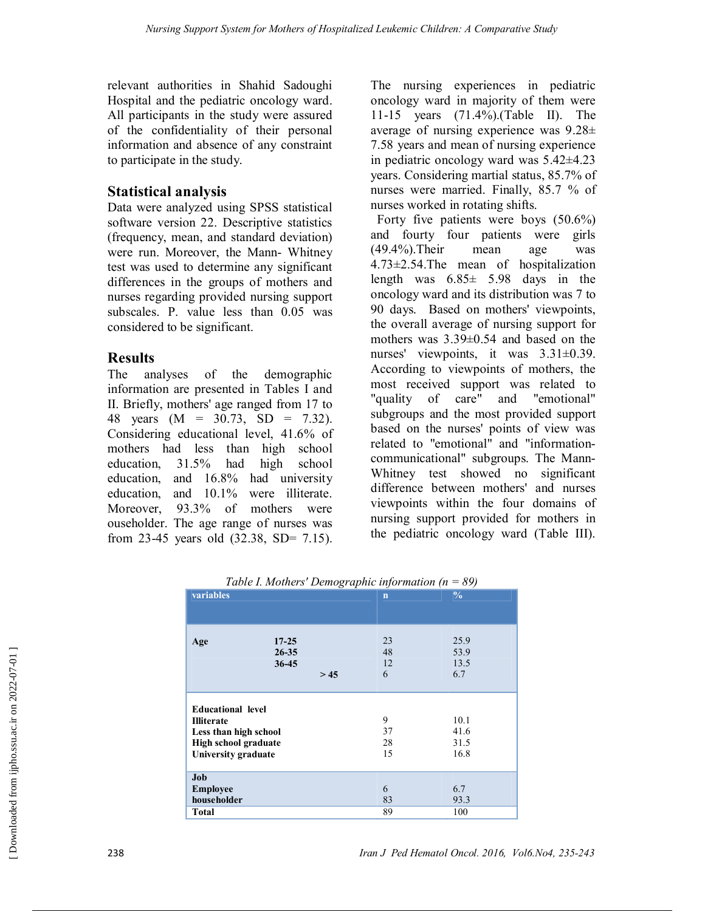relevant authorities in Shahid Sadoughi Hospital and the pediatric oncology ward. All participants in the study were assured of the confidentiality of their personal information and absence of any constraint to participate in the study.

## Statistical analysis

Data were analyzed using SPSS statistical software version 22. Descriptive statistics (frequency, mean, and standard deviation) were run. Moreover, the Mann- Whitney test was used to determine any significant differences in the groups of mothers and nurses regarding provided nursing support subscales. P. value less than 0.05 was considered to be significant.

## Results

The analyses of the demographic information are presented in Tables I and II. Briefly, mothers' age ranged from 17 to 48 years (M = 30.73, SD = 7.32). Considering educational level, 41.6% of mothers had less than high school education, 31.5% had high school education, and 16.8% had university education, and 10.1% were illiterate. Moreover, 93.3% of mothers were ouseholder. The age range of nurses was from 23-45 years old (32.38, SD= 7.15). The nursing experiences in pediatric oncology ward in majority of them were 11-15 years (71.4%).(Table II). The average of nursing experience was 9.28± 7.58 years and mean of nursing experience in pediatric oncology ward was 5.42±4.23 years. Considering martial status, 85.7% of nurses were married. Finally, 85.7 % of nurses worked in rotating shifts.

Forty five patients were boys (50.6%) and fourty four patients were girls (49.4%).Their mean age was 4.73±2.54.The mean of hospitalization length was 6.85± 5.98 days in the oncology ward and its distribution was 7 to 90 days. Based on mothers' viewpoints, the overall average of nursing support for mothers was 3.39±0.54 and based on the nurses' viewpoints, it was 3.31±0.39. According to viewpoints of mothers, the most received support was related to "quality of care" and "emotional" subgroups and the most provided support based on the nurses' points of view was related to "emotional" and "information-communicational" subgroups. The Mann-Whitney test showed no significant difference between mothers' and nurses viewpoints within the four domains of nursing support provided for mothers in the pediatric oncology ward (Table III).

*Table I. Mothers' Demographic information (n = 89)*

| variables | | n | % |
|---|---|---|---|
| **Age** | **17-25** | 23 | 25.9 |
| | **26-35** | 48 | 53.9 |
| | **36-45** | 12 | 13.5 |
| | **> 45** | 6 | 6.7 |
| **Educational level** | | | |
| **Illiterate** | | 9 | 10.1 |
| **Less than high school** | | 37 | 41.6 |
| **High school graduate** | | 28 | 31.5 |
| **University graduate** | | 15 | 16.8 |
| **Job** | | | |
| **Employee** | | 6 | 6.7 |
| **householder** | | 83 | 93.3 |
| **Total** | | 89 | 100 |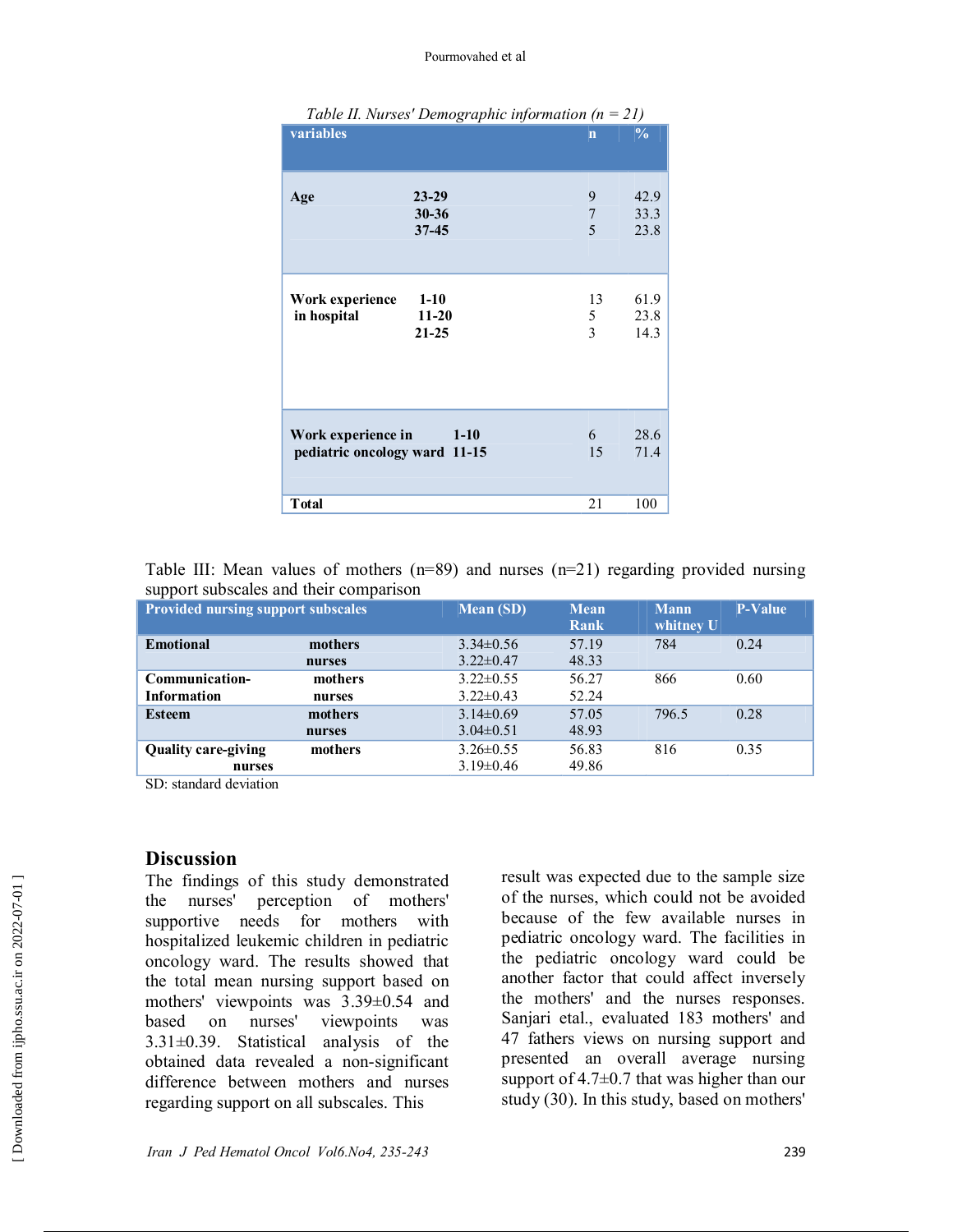Table II. Nurses' Demographic information (n = 21)

| variables | | n | % |
|---|---|---|---|
| **Age** | **23-29** | 9 | 42.9 |
| | **30-36** | 7 | 33.3 |
| | **37-45** | 5 | 23.8 |
| **Work experience in hospital** | **1-10** | 13 | 61.9 |
| | **11-20** | 5 | 23.8 |
| | **21-25** | 3 | 14.3 |
| **Work experience in pediatric oncology ward** | **1-10** | 6 | 28.6 |
| | **11-15** | 15 | 71.4 |
| **Total** | | 21 | 100 |

Table III: Mean values of mothers (n=89) and nurses (n=21) regarding provided nursing support subscales and their comparison

| Provided nursing support subscales | | Mean (SD) | Mean Rank | Mann whitney U | P-Value |
|---|---|---|---|---|---|
| **Emotional** | **mothers** | 3.34±0.56 | 57.19 | 784 | 0.24 |
| | **nurses** | 3.22±0.47 | 48.33 | | |
| **Communication-Information** | **mothers** | 3.22±0.55 | 56.27 | 866 | 0.60 |
| | **nurses** | 3.22±0.43 | 52.24 | | |
| **Esteem** | **mothers** | 3.14±0.69 | 57.05 | 796.5 | 0.28 |
| | **nurses** | 3.04±0.51 | 48.93 | | |
| **Quality care-giving** | **mothers** | 3.26±0.55 | 56.83 | 816 | 0.35 |
| | **nurses** | 3.19±0.46 | 49.86 | | |

SD: standard deviation

## Discussion

The findings of this study demonstrated the nurses' perception of mothers' supportive needs for mothers with hospitalized leukemic children in pediatric oncology ward. The results showed that the total mean nursing support based on mothers' viewpoints was 3.39±0.54 and based on nurses' viewpoints was 3.31±0.39. Statistical analysis of the obtained data revealed a non-significant difference between mothers and nurses regarding support on all subscales. This result was expected due to the sample size of the nurses, which could not be avoided because of the few available nurses in pediatric oncology ward. The facilities in the pediatric oncology ward could be another factor that could affect inversely the mothers' and the nurses responses. Sanjari etal., evaluated 183 mothers' and 47 fathers views on nursing support and presented an overall average nursing support of 4.7±0.7 that was higher than our study (30). In this study, based on mothers'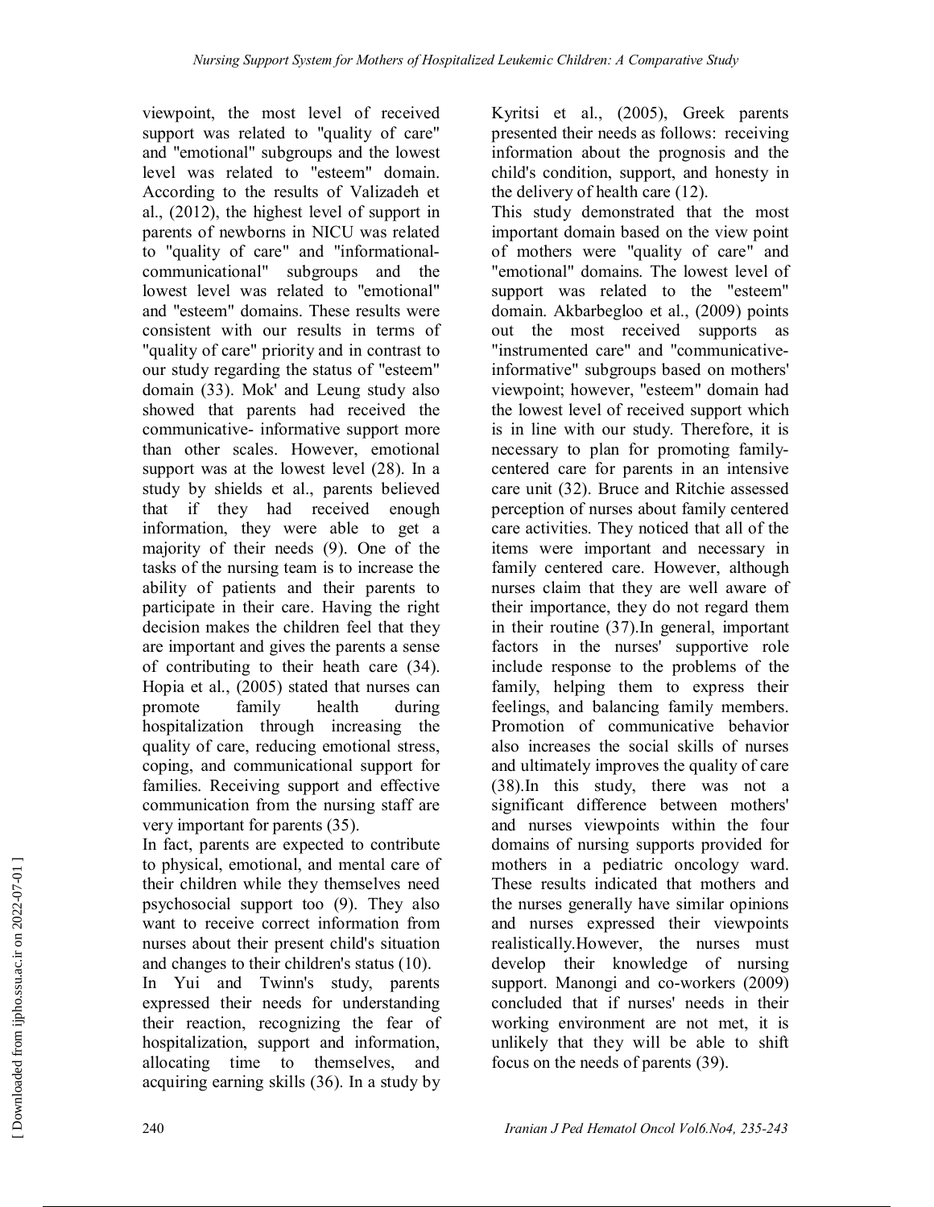viewpoint, the most level of received support was related to "quality of care" and "emotional" subgroups and the lowest level was related to "esteem" domain. According to the results of Valizadeh et al., (2012), the highest level of support in parents of newborns in NICU was related to "quality of care" and "informational-communicational" subgroups and the lowest level was related to "emotional" and "esteem" domains. These results were consistent with our results in terms of "quality of care" priority and in contrast to our study regarding the status of "esteem" domain (33). Mok' and Leung study also showed that parents had received the communicative- informative support more than other scales. However, emotional support was at the lowest level (28). In a study by shields et al., parents believed that if they had received enough information, they were able to get a majority of their needs (9). One of the tasks of the nursing team is to increase the ability of patients and their parents to participate in their care. Having the right decision makes the children feel that they are important and gives the parents a sense of contributing to their heath care (34). Hopia et al., (2005) stated that nurses can promote family health during hospitalization through increasing the quality of care, reducing emotional stress, coping, and communicational support for families. Receiving support and effective communication from the nursing staff are very important for parents (35).

In fact, parents are expected to contribute to physical, emotional, and mental care of their children while they themselves need psychosocial support too (9). They also want to receive correct information from nurses about their present child's situation and changes to their children's status (10).

In Yui and Twinn's study, parents expressed their needs for understanding their reaction, recognizing the fear of hospitalization, support and information, allocating time to themselves, and acquiring earning skills (36). In a study by Kyritsi et al., (2005), Greek parents presented their needs as follows: receiving information about the prognosis and the child's condition, support, and honesty in the delivery of health care (12).

This study demonstrated that the most important domain based on the view point of mothers were "quality of care" and "emotional" domains. The lowest level of support was related to the "esteem" domain. Akbarbegloo et al., (2009) points out the most received supports as "instrumented care" and "communicative-informative" subgroups based on mothers' viewpoint; however, "esteem" domain had the lowest level of received support which is in line with our study. Therefore, it is necessary to plan for promoting family-centered care for parents in an intensive care unit (32). Bruce and Ritchie assessed perception of nurses about family centered care activities. They noticed that all of the items were important and necessary in family centered care. However, although nurses claim that they are well aware of their importance, they do not regard them in their routine (37).In general, important factors in the nurses' supportive role include response to the problems of the family, helping them to express their feelings, and balancing family members. Promotion of communicative behavior also increases the social skills of nurses and ultimately improves the quality of care (38).In this study, there was not a significant difference between mothers' and nurses viewpoints within the four domains of nursing supports provided for mothers in a pediatric oncology ward. These results indicated that mothers and the nurses generally have similar opinions and nurses expressed their viewpoints realistically.However, the nurses must develop their knowledge of nursing support. Manongi and co-workers (2009) concluded that if nurses' needs in their working environment are not met, it is unlikely that they will be able to shift focus on the needs of parents (39).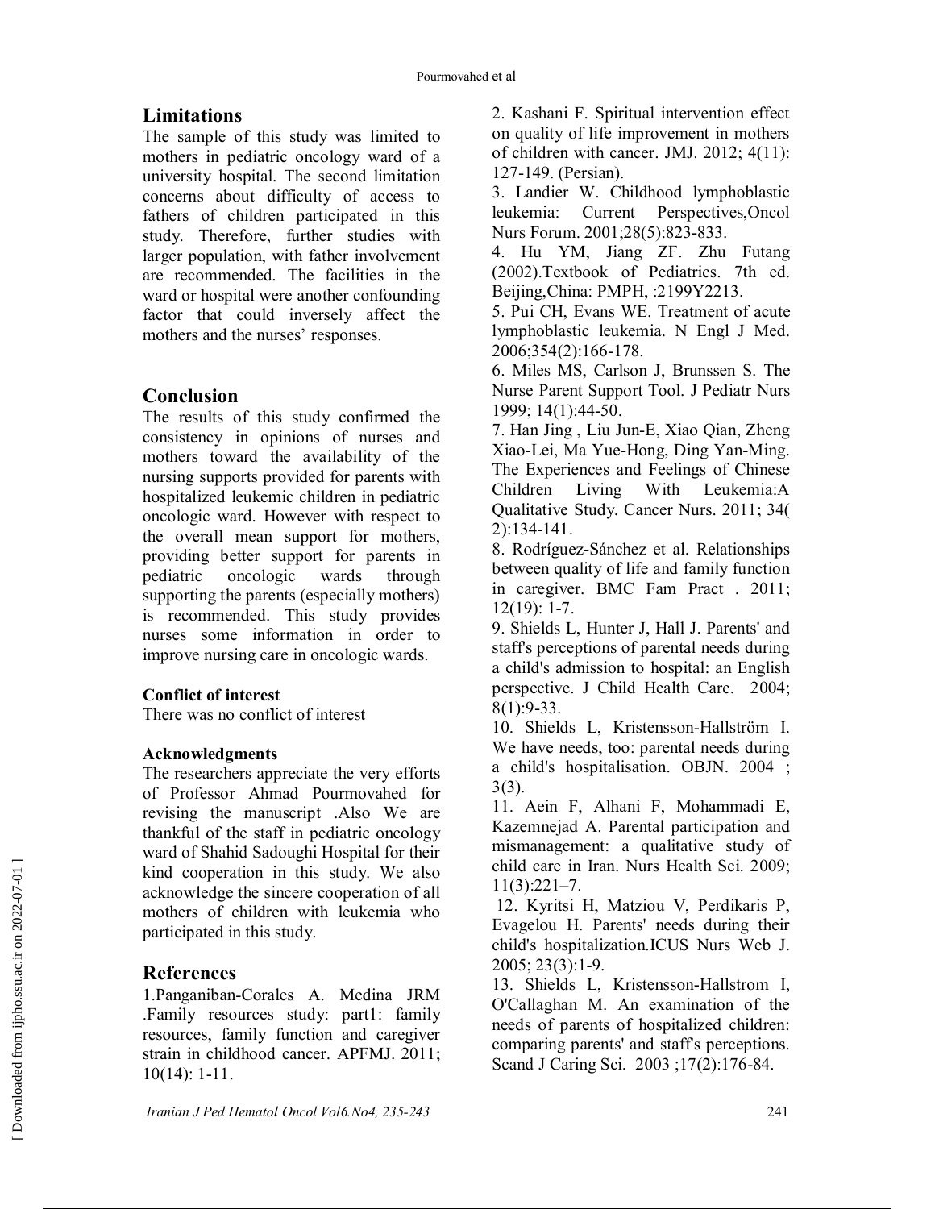## Limitations

The sample of this study was limited to mothers in pediatric oncology ward of a university hospital. The second limitation concerns about difficulty of access to fathers of children participated in this study. Therefore, further studies with larger population, with father involvement are recommended. The facilities in the ward or hospital were another confounding factor that could inversely affect the mothers and the nurses' responses.

## Conclusion

The results of this study confirmed the consistency in opinions of nurses and mothers toward the availability of the nursing supports provided for parents with hospitalized leukemic children in pediatric oncologic ward. However with respect to the overall mean support for mothers, providing better support for parents in pediatric oncologic wards through supporting the parents (especially mothers) is recommended. This study provides nurses some information in order to improve nursing care in oncologic wards.

### Conflict of interest

There was no conflict of interest

### Acknowledgments

The researchers appreciate the very efforts of Professor Ahmad Pourmovahed for revising the manuscript .Also We are thankful of the staff in pediatric oncology ward of Shahid Sadoughi Hospital for their kind cooperation in this study. We also acknowledge the sincere cooperation of all mothers of children with leukemia who participated in this study.

## References

1.Panganiban-Corales A. Medina JRM .Family resources study: part1: family resources, family function and caregiver strain in childhood cancer. APFMJ. 2011; 10(14): 1-11.

2. Kashani F. Spiritual intervention effect on quality of life improvement in mothers of children with cancer. JMJ. 2012; 4(11): 127-149. (Persian).

3. Landier W. Childhood lymphoblastic leukemia: Current Perspectives,Oncol Nurs Forum. 2001;28(5):823-833.

4. Hu YM, Jiang ZF. Zhu Futang (2002).Textbook of Pediatrics. 7th ed. Beijing,China: PMPH, :2199Y2213.

5. Pui CH, Evans WE. Treatment of acute lymphoblastic leukemia. N Engl J Med. 2006;354(2):166-178.

6. Miles MS, Carlson J, Brunssen S. The Nurse Parent Support Tool. J Pediatr Nurs 1999; 14(1):44-50.

7. Han Jing , Liu Jun-E, Xiao Qian, Zheng Xiao-Lei, Ma Yue-Hong, Ding Yan-Ming. The Experiences and Feelings of Chinese Children Living With Leukemia:A Qualitative Study. Cancer Nurs. 2011; 34( 2):134-141.

8. Rodríguez-Sánchez et al. Relationships between quality of life and family function in caregiver. BMC Fam Pract . 2011; 12(19): 1-7.

9. Shields L, Hunter J, Hall J. Parents' and staff's perceptions of parental needs during a child's admission to hospital: an English perspective. J Child Health Care. 2004; 8(1):9-33.

10. Shields L, Kristensson-Hallström I. We have needs, too: parental needs during a child's hospitalisation. OBJN. 2004 ; 3(3).

11. Aein F, Alhani F, Mohammadi E, Kazemnejad A. Parental participation and mismanagement: a qualitative study of child care in Iran. Nurs Health Sci. 2009; 11(3):221–7.

12. Kyritsi H, Matziou V, Perdikaris P, Evagelou H. Parents' needs during their child's hospitalization.ICUS Nurs Web J. 2005; 23(3):1-9.

13. Shields L, Kristensson-Hallstrom I, O'Callaghan M. An examination of the needs of parents of hospitalized children: comparing parents' and staff's perceptions. Scand J Caring Sci. 2003 ;17(2):176-84.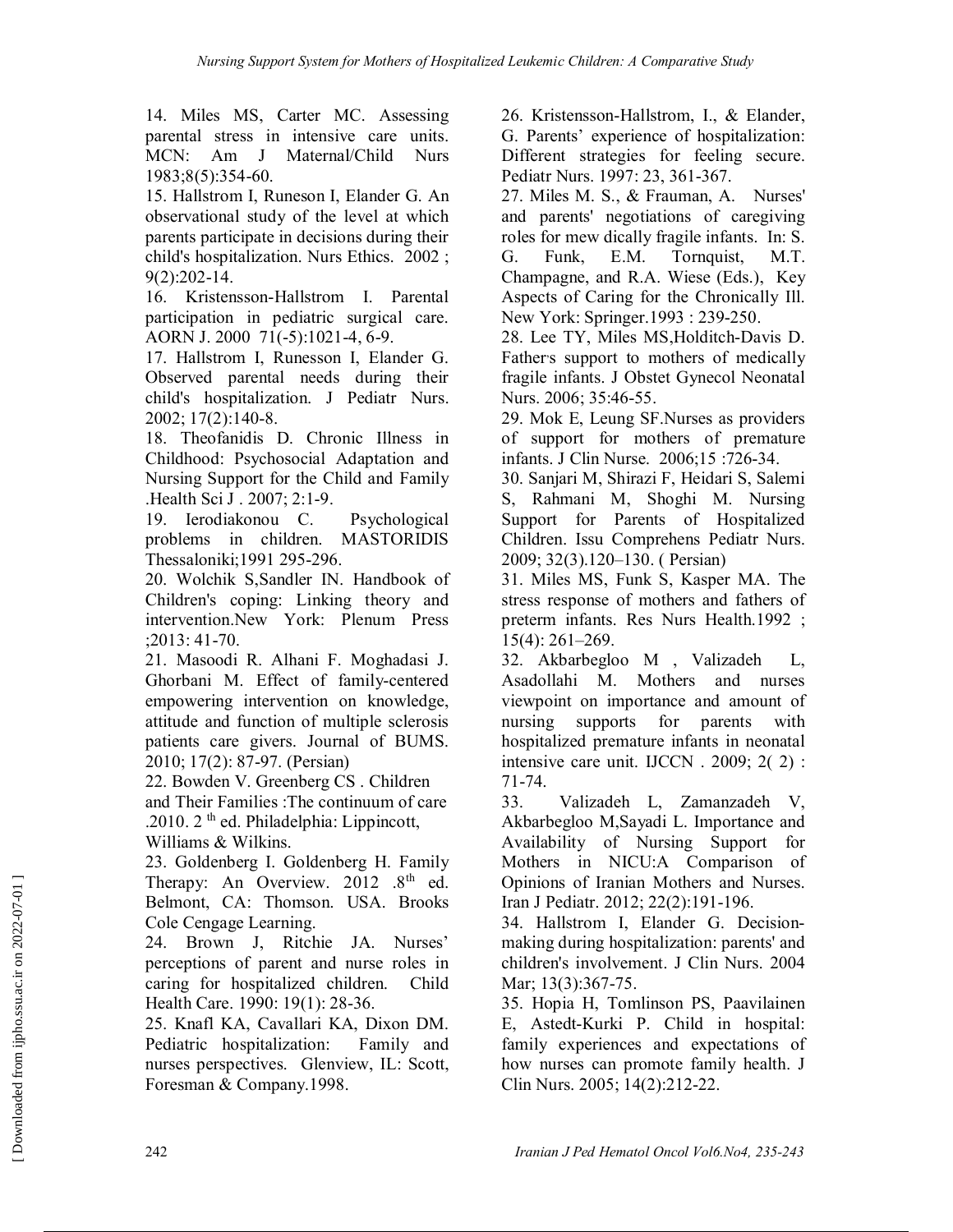14. Miles MS, Carter MC. Assessing parental stress in intensive care units. MCN: Am J Maternal/Child Nurs 1983;8(5):354-60.

15. Hallstrom I, Runeson I, Elander G. An observational study of the level at which parents participate in decisions during their child's hospitalization. Nurs Ethics. 2002 ; 9(2):202-14.

16. Kristensson-Hallstrom I. Parental participation in pediatric surgical care. AORN J. 2000 71(-5):1021-4, 6-9.

17. Hallstrom I, Runesson I, Elander G. Observed parental needs during their child's hospitalization. J Pediatr Nurs. 2002; 17(2):140-8.

18. Theofanidis D. Chronic Illness in Childhood: Psychosocial Adaptation and Nursing Support for the Child and Family .Health Sci J . 2007; 2:1-9.

19. Ierodiakonou C. Psychological problems in children. MASTORIDIS Thessaloniki;1991 295-296.

20. Wolchik S,Sandler IN. Handbook of Children's coping: Linking theory and intervention.New York: Plenum Press ;2013: 41-70.

21. Masoodi R. Alhani F. Moghadasi J. Ghorbani M. Effect of family-centered empowering intervention on knowledge, attitude and function of multiple sclerosis patients care givers. Journal of BUMS. 2010; 17(2): 87-97. (Persian)

22. Bowden V. Greenberg CS . Children and Their Families :The continuum of care .2010. 2 th ed. Philadelphia: Lippincott, Williams & Wilkins.

23. Goldenberg I. Goldenberg H. Family Therapy: An Overview. 2012 .8th ed. Belmont, CA: Thomson. USA. Brooks Cole Cengage Learning.

24. Brown J, Ritchie JA. Nurses' perceptions of parent and nurse roles in caring for hospitalized children. Child Health Care. 1990: 19(1): 28-36.

25. Knafl KA, Cavallari KA, Dixon DM. Pediatric hospitalization: Family and nurses perspectives. Glenview, IL: Scott, Foresman & Company.1998.

26. Kristensson-Hallstrom, I., & Elander, G. Parents' experience of hospitalization: Different strategies for feeling secure. Pediatr Nurs. 1997: 23, 361-367.

27. Miles M. S., & Frauman, A. Nurses' and parents' negotiations of caregiving roles for mew dically fragile infants. In: S. G. Funk, E.M. Tornquist, M.T. Champagne, and R.A. Wiese (Eds.), Key Aspects of Caring for the Chronically Ill. New York: Springer.1993 : 239-250.

28. Lee TY, Miles MS,Holditch-Davis D. Father's support to mothers of medically fragile infants. J Obstet Gynecol Neonatal Nurs. 2006; 35:46-55.

29. Mok E, Leung SF.Nurses as providers of support for mothers of premature infants. J Clin Nurse. 2006;15 :726-34.

30. Sanjari M, Shirazi F, Heidari S, Salemi S, Rahmani M, Shoghi M. Nursing Support for Parents of Hospitalized Children. Issu Comprehens Pediatr Nurs. 2009; 32(3).120–130. ( Persian)

31. Miles MS, Funk S, Kasper MA. The stress response of mothers and fathers of preterm infants. Res Nurs Health.1992 ; 15(4): 261–269.

32. Akbarbegloo M , Valizadeh L, Asadollahi M. Mothers and nurses viewpoint on importance and amount of nursing supports for parents with hospitalized premature infants in neonatal intensive care unit. IJCCN . 2009; 2( 2) : 71-74.

33. Valizadeh L, Zamanzadeh V, Akbarbegloo M,Sayadi L. Importance and Availability of Nursing Support for Mothers in NICU:A Comparison of Opinions of Iranian Mothers and Nurses. Iran J Pediatr. 2012; 22(2):191-196.

34. Hallstrom I, Elander G. Decision-making during hospitalization: parents' and children's involvement. J Clin Nurs. 2004 Mar; 13(3):367-75.

35. Hopia H, Tomlinson PS, Paavilainen E, Astedt-Kurki P. Child in hospital: family experiences and expectations of how nurses can promote family health. J Clin Nurs. 2005; 14(2):212-22.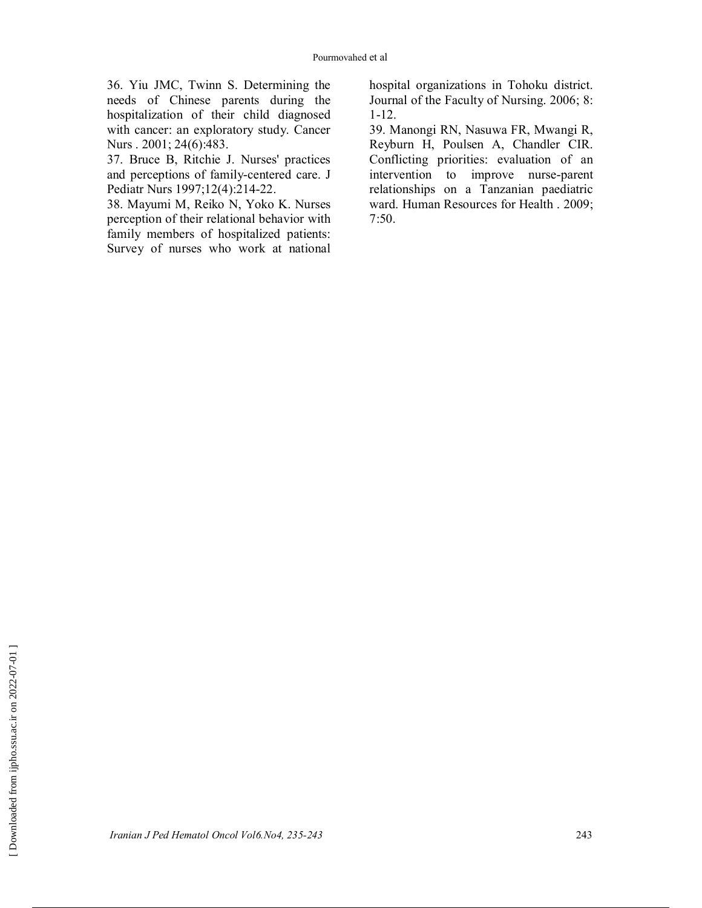36. Yiu JMC, Twinn S. Determining the needs of Chinese parents during the hospitalization of their child diagnosed with cancer: an exploratory study. Cancer Nurs . 2001; 24(6):483.

37. Bruce B, Ritchie J. Nurses' practices and perceptions of family-centered care. J Pediatr Nurs 1997;12(4):214-22.

38. Mayumi M, Reiko N, Yoko K. Nurses perception of their relational behavior with family members of hospitalized patients: Survey of nurses who work at national hospital organizations in Tohoku district. Journal of the Faculty of Nursing. 2006; 8: 1-12.

39. Manongi RN, Nasuwa FR, Mwangi R, Reyburn H, Poulsen A, Chandler CIR. Conflicting priorities: evaluation of an intervention to improve nurse-parent relationships on a Tanzanian paediatric ward. Human Resources for Health . 2009; 7:50.